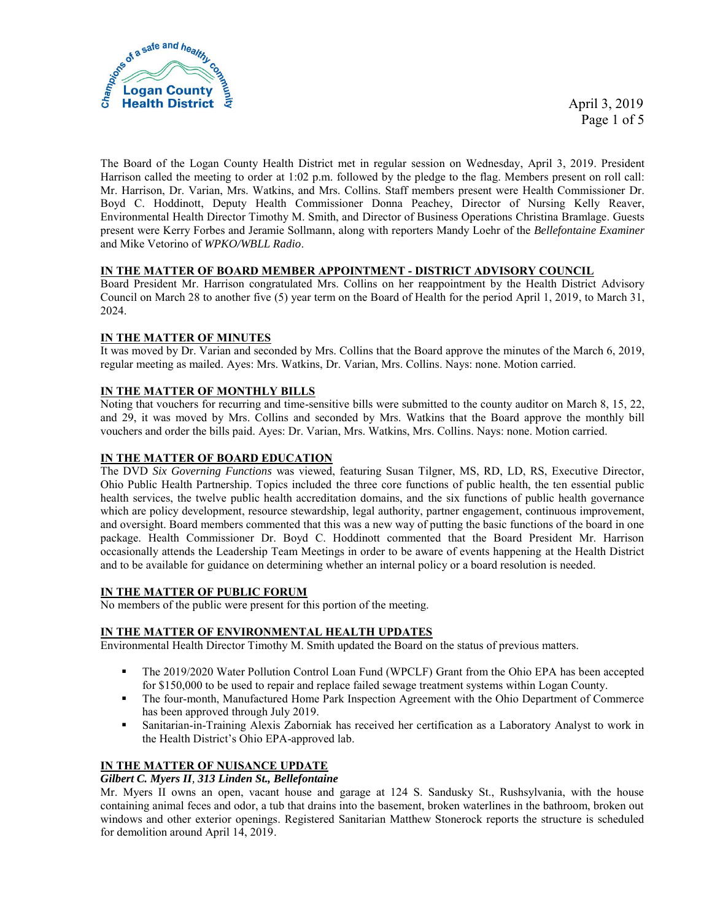April 3, 2019

The Board of the Logan County Health District met in regular session on Wednesday, April 3, 2019. President Harrison called the meeting to order at 1:02 p.m. followed by the pledge to the flag. Members present on roll call: Mr. Harrison, Dr. Varian, Mrs. Watkins, and Mrs. Collins. Staff members present were Health Commissioner Dr. Boyd C. Hoddinott, Deputy Health Commissioner Donna Peachey, Director of Nursing Kelly Reaver, Environmental Health Director Timothy M. Smith, and Director of Business Operations Christina Bramlage. Guests present were Kerry Forbes and Jeramie Sollmann, along with reporters Mandy Loehr of the *Bellefontaine Examiner* and Mike Vetorino of *WPKO/WBLL Radio*.

**IN THE MATTER OF BOARD MEMBER APPOINTMENT - DISTRICT ADVISORY COUNCIL**

Board President Mr. Harrison congratulated Mrs. Collins on her reappointment by the Health District Advisory Council on March 28 to another five (5) year term on the Board of Health for the period April 1, 2019, to March 31, 2024.

**IN THE MATTER OF MINUTES**

It was moved by Dr. Varian and seconded by Mrs. Collins that the Board approve the minutes of the March 6, 2019, regular meeting as mailed. Ayes: Mrs. Watkins, Dr. Varian, Mrs. Collins. Nays: none. Motion carried.

**IN THE MATTER OF MONTHLY BILLS**

Noting that vouchers for recurring and time-sensitive bills were submitted to the county auditor on March 8, 15, 22, and 29, it was moved by Mrs. Collins and seconded by Mrs. Watkins that the Board approve the monthly bill vouchers and order the bills paid. Ayes: Dr. Varian, Mrs. Watkins, Mrs. Collins. Nays: none. Motion carried.

**IN THE MATTER OF BOARD EDUCATION**

The DVD *Six Governing Functions* was viewed, featuring Susan Tilgner, MS, RD, LD, RS, Executive Director, Ohio Public Health Partnership. Topics included the three core functions of public health, the ten essential public health services, the twelve public health accreditation domains, and the six functions of public health governance which are policy development, resource stewardship, legal authority, partner engagement, continuous improvement, and oversight. Board members commented that this was a new way of putting the basic functions of the board in one package. Health Commissioner Dr. Boyd C. Hoddinott commented that the Board President Mr. Harrison occasionally attends the Leadership Team Meetings in order to be aware of events happening at the Health District and to be available for guidance on determining whether an internal policy or a board resolution is needed.

**IN THE MATTER OF PUBLIC FORUM**

No members of the public were present for this portion of the meeting.

**IN THE MATTER OF ENVIRONMENTAL HEALTH UPDATES**

Environmental Health Director Timothy M. Smith updated the Board on the status of previous matters.

- The 2019/2020 Water Pollution Control Loan Fund (WPCLF) Grant from the Ohio EPA has been accepted for $150,000 to be used to repair and replace failed sewage treatment systems within Logan County.
- The four-month, Manufactured Home Park Inspection Agreement with the Ohio Department of Commerce has been approved through July 2019.
- Sanitarian-in-Training Alexis Zaborniak has received her certification as a Laboratory Analyst to work in the Health District's Ohio EPA-approved lab.

**IN THE MATTER OF NUISANCE UPDATE**

***Gilbert C. Myers II, 313 Linden St., Bellefontaine***

Mr. Myers II owns an open, vacant house and garage at 124 S. Sandusky St., Rushsylvania, with the house containing animal feces and odor, a tub that drains into the basement, broken waterlines in the bathroom, broken out windows and other exterior openings. Registered Sanitarian Matthew Stonerock reports the structure is scheduled for demolition around April 14, 2019.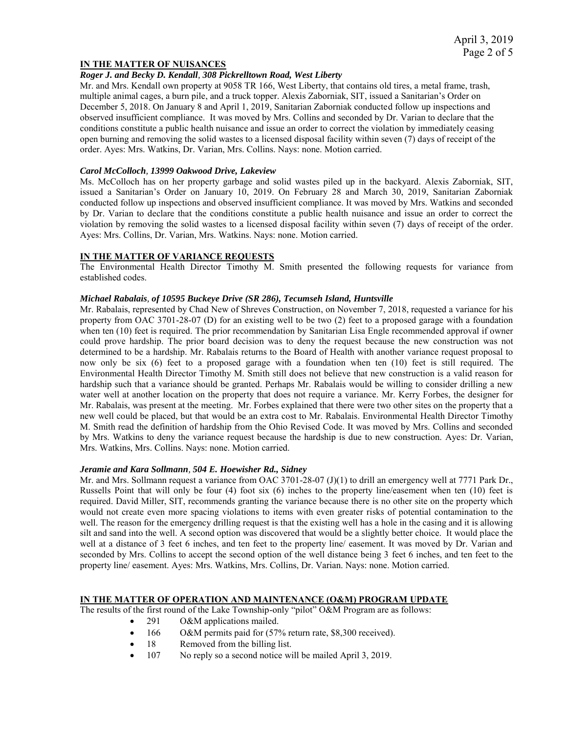**IN THE MATTER OF NUISANCES**

***Roger J. and Becky D. Kendall**, 308 Pickrelltown Road, West Liberty*

Mr. and Mrs. Kendall own property at 9058 TR 166, West Liberty, that contains old tires, a metal frame, trash, multiple animal cages, a burn pile, and a truck topper. Alexis Zaborniak, SIT, issued a Sanitarian's Order on December 5, 2018. On January 8 and April 1, 2019, Sanitarian Zaborniak conducted follow up inspections and observed insufficient compliance. It was moved by Mrs. Collins and seconded by Dr. Varian to declare that the conditions constitute a public health nuisance and issue an order to correct the violation by immediately ceasing open burning and removing the solid wastes to a licensed disposal facility within seven (7) days of receipt of the order. Ayes: Mrs. Watkins, Dr. Varian, Mrs. Collins. Nays: none. Motion carried.

***Carol McColloch**, 13999 Oakwood Drive, Lakeview*

Ms. McColloch has on her property garbage and solid wastes piled up in the backyard. Alexis Zaborniak, SIT, issued a Sanitarian's Order on January 10, 2019. On February 28 and March 30, 2019, Sanitarian Zaborniak conducted follow up inspections and observed insufficient compliance. It was moved by Mrs. Watkins and seconded by Dr. Varian to declare that the conditions constitute a public health nuisance and issue an order to correct the violation by removing the solid wastes to a licensed disposal facility within seven (7) days of receipt of the order. Ayes: Mrs. Collins, Dr. Varian, Mrs. Watkins. Nays: none. Motion carried.

**IN THE MATTER OF VARIANCE REQUESTS**

The Environmental Health Director Timothy M. Smith presented the following requests for variance from established codes.

***Michael Rabalais**, of 10595 Buckeye Drive (SR 286), Tecumseh Island, Huntsville*

Mr. Rabalais, represented by Chad New of Shreves Construction, on November 7, 2018, requested a variance for his property from OAC 3701-28-07 (D) for an existing well to be two (2) feet to a proposed garage with a foundation when ten (10) feet is required. The prior recommendation by Sanitarian Lisa Engle recommended approval if owner could prove hardship. The prior board decision was to deny the request because the new construction was not determined to be a hardship. Mr. Rabalais returns to the Board of Health with another variance request proposal to now only be six (6) feet to a proposed garage with a foundation when ten (10) feet is still required. The Environmental Health Director Timothy M. Smith still does not believe that new construction is a valid reason for hardship such that a variance should be granted. Perhaps Mr. Rabalais would be willing to consider drilling a new water well at another location on the property that does not require a variance. Mr. Kerry Forbes, the designer for Mr. Rabalais, was present at the meeting. Mr. Forbes explained that there were two other sites on the property that a new well could be placed, but that would be an extra cost to Mr. Rabalais. Environmental Health Director Timothy M. Smith read the definition of hardship from the Ohio Revised Code. It was moved by Mrs. Collins and seconded by Mrs. Watkins to deny the variance request because the hardship is due to new construction. Ayes: Dr. Varian, Mrs. Watkins, Mrs. Collins. Nays: none. Motion carried.

***Jeramie and Kara Sollmann**, 504 E. Hoewisher Rd., Sidney*

Mr. and Mrs. Sollmann request a variance from OAC 3701-28-07 (J)(1) to drill an emergency well at 7771 Park Dr., Russells Point that will only be four (4) foot six (6) inches to the property line/easement when ten (10) feet is required. David Miller, SIT, recommends granting the variance because there is no other site on the property which would not create even more spacing violations to items with even greater risks of potential contamination to the well. The reason for the emergency drilling request is that the existing well has a hole in the casing and it is allowing silt and sand into the well. A second option was discovered that would be a slightly better choice. It would place the well at a distance of 3 feet 6 inches, and ten feet to the property line/ easement. It was moved by Dr. Varian and seconded by Mrs. Collins to accept the second option of the well distance being 3 feet 6 inches, and ten feet to the property line/ easement. Ayes: Mrs. Watkins, Mrs. Collins, Dr. Varian. Nays: none. Motion carried.

**IN THE MATTER OF OPERATION AND MAINTENANCE (O&M) PROGRAM UPDATE**

The results of the first round of the Lake Township-only "pilot" O&M Program are as follows:

- 291 O&M applications mailed.
- 166 O&M permits paid for (57% return rate, $8,300 received).
- 18 Removed from the billing list.
- 107 No reply so a second notice will be mailed April 3, 2019.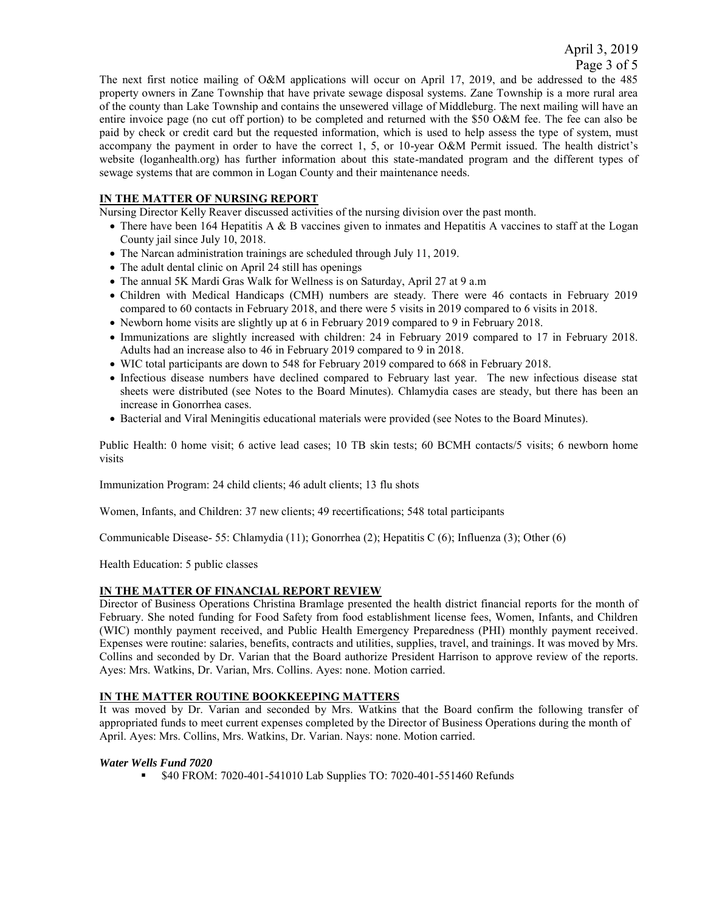The next first notice mailing of O&M applications will occur on April 17, 2019, and be addressed to the 485 property owners in Zane Township that have private sewage disposal systems. Zane Township is a more rural area of the county than Lake Township and contains the unsewered village of Middleburg. The next mailing will have an entire invoice page (no cut off portion) to be completed and returned with the $50 O&M fee. The fee can also be paid by check or credit card but the requested information, which is used to help assess the type of system, must accompany the payment in order to have the correct 1, 5, or 10-year O&M Permit issued. The health district's website (loganhealth.org) has further information about this state-mandated program and the different types of sewage systems that are common in Logan County and their maintenance needs.

**IN THE MATTER OF NURSING REPORT**

Nursing Director Kelly Reaver discussed activities of the nursing division over the past month.

- There have been 164 Hepatitis A & B vaccines given to inmates and Hepatitis A vaccines to staff at the Logan County jail since July 10, 2018.
- The Narcan administration trainings are scheduled through July 11, 2019.
- The adult dental clinic on April 24 still has openings
- The annual 5K Mardi Gras Walk for Wellness is on Saturday, April 27 at 9 a.m
- Children with Medical Handicaps (CMH) numbers are steady. There were 46 contacts in February 2019 compared to 60 contacts in February 2018, and there were 5 visits in 2019 compared to 6 visits in 2018.
- Newborn home visits are slightly up at 6 in February 2019 compared to 9 in February 2018.
- Immunizations are slightly increased with children: 24 in February 2019 compared to 17 in February 2018. Adults had an increase also to 46 in February 2019 compared to 9 in 2018.
- WIC total participants are down to 548 for February 2019 compared to 668 in February 2018.
- Infectious disease numbers have declined compared to February last year. The new infectious disease stat sheets were distributed (see Notes to the Board Minutes). Chlamydia cases are steady, but there has been an increase in Gonorrhea cases.
- Bacterial and Viral Meningitis educational materials were provided (see Notes to the Board Minutes).

Public Health: 0 home visit; 6 active lead cases; 10 TB skin tests; 60 BCMH contacts/5 visits; 6 newborn home visits

Immunization Program: 24 child clients; 46 adult clients; 13 flu shots

Women, Infants, and Children: 37 new clients; 49 recertifications; 548 total participants

Communicable Disease- 55: Chlamydia (11); Gonorrhea (2); Hepatitis C (6); Influenza (3); Other (6)

Health Education: 5 public classes

**IN THE MATTER OF FINANCIAL REPORT REVIEW**

Director of Business Operations Christina Bramlage presented the health district financial reports for the month of February. She noted funding for Food Safety from food establishment license fees, Women, Infants, and Children (WIC) monthly payment received, and Public Health Emergency Preparedness (PHI) monthly payment received. Expenses were routine: salaries, benefits, contracts and utilities, supplies, travel, and trainings. It was moved by Mrs. Collins and seconded by Dr. Varian that the Board authorize President Harrison to approve review of the reports. Ayes: Mrs. Watkins, Dr. Varian, Mrs. Collins. Ayes: none. Motion carried.

**IN THE MATTER ROUTINE BOOKKEEPING MATTERS**

It was moved by Dr. Varian and seconded by Mrs. Watkins that the Board confirm the following transfer of appropriated funds to meet current expenses completed by the Director of Business Operations during the month of April. Ayes: Mrs. Collins, Mrs. Watkins, Dr. Varian. Nays: none. Motion carried.

***Water Wells Fund 7020***

- $40 FROM: 7020-401-541010 Lab Supplies TO: 7020-401-551460 Refunds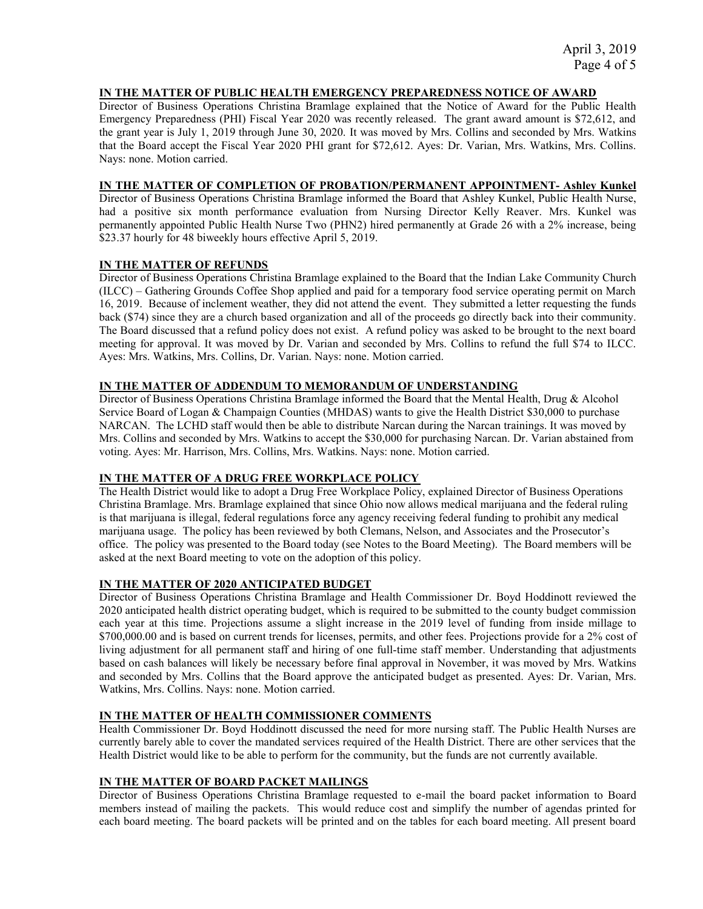**IN THE MATTER OF PUBLIC HEALTH EMERGENCY PREPAREDNESS NOTICE OF AWARD**

Director of Business Operations Christina Bramlage explained that the Notice of Award for the Public Health Emergency Preparedness (PHI) Fiscal Year 2020 was recently released. The grant award amount is $72,612, and the grant year is July 1, 2019 through June 30, 2020. It was moved by Mrs. Collins and seconded by Mrs. Watkins that the Board accept the Fiscal Year 2020 PHI grant for $72,612. Ayes: Dr. Varian, Mrs. Watkins, Mrs. Collins. Nays: none. Motion carried.

**IN THE MATTER OF COMPLETION OF PROBATION/PERMANENT APPOINTMENT- Ashley Kunkel**

Director of Business Operations Christina Bramlage informed the Board that Ashley Kunkel, Public Health Nurse, had a positive six month performance evaluation from Nursing Director Kelly Reaver. Mrs. Kunkel was permanently appointed Public Health Nurse Two (PHN2) hired permanently at Grade 26 with a 2% increase, being $23.37 hourly for 48 biweekly hours effective April 5, 2019.

**IN THE MATTER OF REFUNDS**

Director of Business Operations Christina Bramlage explained to the Board that the Indian Lake Community Church (ILCC) – Gathering Grounds Coffee Shop applied and paid for a temporary food service operating permit on March 16, 2019. Because of inclement weather, they did not attend the event. They submitted a letter requesting the funds back ($74) since they are a church based organization and all of the proceeds go directly back into their community. The Board discussed that a refund policy does not exist. A refund policy was asked to be brought to the next board meeting for approval. It was moved by Dr. Varian and seconded by Mrs. Collins to refund the full $74 to ILCC. Ayes: Mrs. Watkins, Mrs. Collins, Dr. Varian. Nays: none. Motion carried.

**IN THE MATTER OF ADDENDUM TO MEMORANDUM OF UNDERSTANDING**

Director of Business Operations Christina Bramlage informed the Board that the Mental Health, Drug & Alcohol Service Board of Logan & Champaign Counties (MHDAS) wants to give the Health District $30,000 to purchase NARCAN. The LCHD staff would then be able to distribute Narcan during the Narcan trainings. It was moved by Mrs. Collins and seconded by Mrs. Watkins to accept the $30,000 for purchasing Narcan. Dr. Varian abstained from voting. Ayes: Mr. Harrison, Mrs. Collins, Mrs. Watkins. Nays: none. Motion carried.

**IN THE MATTER OF A DRUG FREE WORKPLACE POLICY**

The Health District would like to adopt a Drug Free Workplace Policy, explained Director of Business Operations Christina Bramlage. Mrs. Bramlage explained that since Ohio now allows medical marijuana and the federal ruling is that marijuana is illegal, federal regulations force any agency receiving federal funding to prohibit any medical marijuana usage. The policy has been reviewed by both Clemans, Nelson, and Associates and the Prosecutor's office. The policy was presented to the Board today (see Notes to the Board Meeting). The Board members will be asked at the next Board meeting to vote on the adoption of this policy.

**IN THE MATTER OF 2020 ANTICIPATED BUDGET**

Director of Business Operations Christina Bramlage and Health Commissioner Dr. Boyd Hoddinott reviewed the 2020 anticipated health district operating budget, which is required to be submitted to the county budget commission each year at this time. Projections assume a slight increase in the 2019 level of funding from inside millage to $700,000.00 and is based on current trends for licenses, permits, and other fees. Projections provide for a 2% cost of living adjustment for all permanent staff and hiring of one full-time staff member. Understanding that adjustments based on cash balances will likely be necessary before final approval in November, it was moved by Mrs. Watkins and seconded by Mrs. Collins that the Board approve the anticipated budget as presented. Ayes: Dr. Varian, Mrs. Watkins, Mrs. Collins. Nays: none. Motion carried.

**IN THE MATTER OF HEALTH COMMISSIONER COMMENTS**

Health Commissioner Dr. Boyd Hoddinott discussed the need for more nursing staff. The Public Health Nurses are currently barely able to cover the mandated services required of the Health District. There are other services that the Health District would like to be able to perform for the community, but the funds are not currently available.

**IN THE MATTER OF BOARD PACKET MAILINGS**

Director of Business Operations Christina Bramlage requested to e-mail the board packet information to Board members instead of mailing the packets. This would reduce cost and simplify the number of agendas printed for each board meeting. The board packets will be printed and on the tables for each board meeting. All present board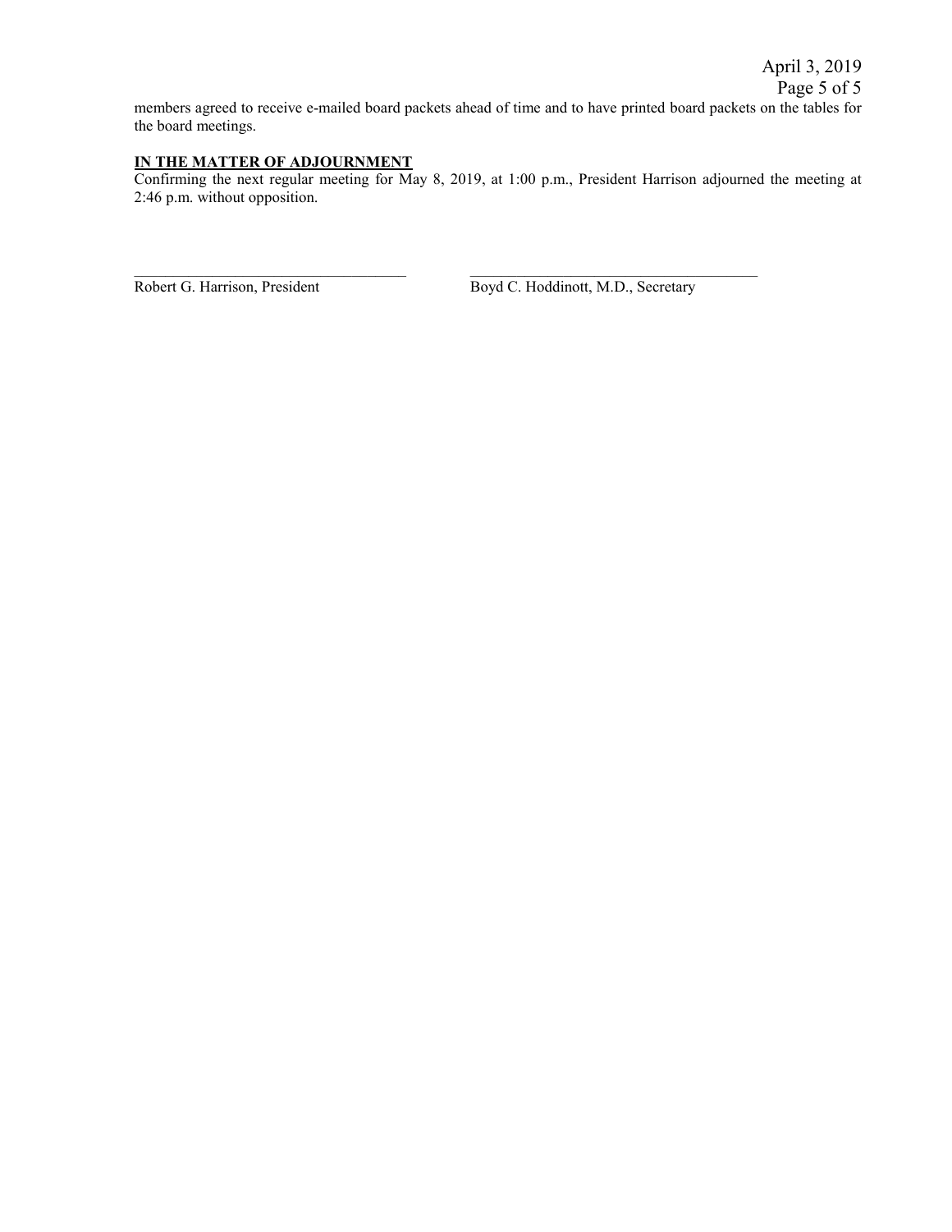members agreed to receive e-mailed board packets ahead of time and to have printed board packets on the tables for the board meetings.

**IN THE MATTER OF ADJOURNMENT**

Confirming the next regular meeting for May 8, 2019, at 1:00 p.m., President Harrison adjourned the meeting at 2:46 p.m. without opposition.

\_\_\_\_\_\_\_\_\_\_\_\_\_\_\_\_\_\_\_\_\_\_\_\_\_\_\_\_\_\_\_\_\_\_\_\_
Robert G. Harrison, President

\_\_\_\_\_\_\_\_\_\_\_\_\_\_\_\_\_\_\_\_\_\_\_\_\_\_\_\_\_\_\_\_\_\_\_\_
Boyd C. Hoddinott, M.D., Secretary